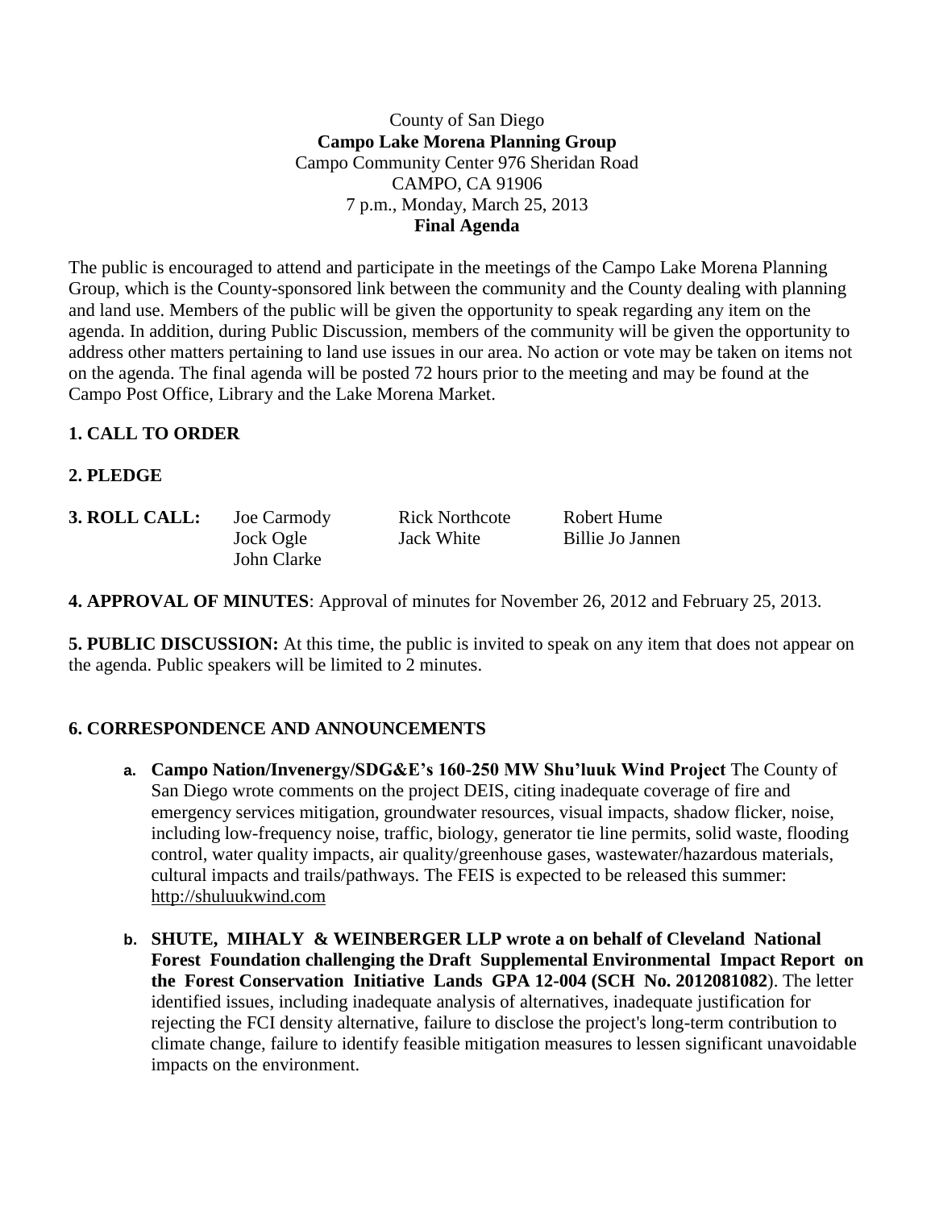County of San Diego
**Campo Lake Morena Planning Group**
Campo Community Center 976 Sheridan Road
CAMPO, CA 91906
7 p.m., Monday, March 25, 2013
**Final Agenda**

The public is encouraged to attend and participate in the meetings of the Campo Lake Morena Planning Group, which is the County-sponsored link between the community and the County dealing with planning and land use. Members of the public will be given the opportunity to speak regarding any item on the agenda. In addition, during Public Discussion, members of the community will be given the opportunity to address other matters pertaining to land use issues in our area. No action or vote may be taken on items not on the agenda. The final agenda will be posted 72 hours prior to the meeting and may be found at the Campo Post Office, Library and the Lake Morena Market.

**1. CALL TO ORDER**

**2. PLEDGE**

**3. ROLL CALL:** Joe Carmody, Rick Northcote, Robert Hume, Jock Ogle, Jack White, Billie Jo Jannen, John Clarke

**4. APPROVAL OF MINUTES**: Approval of minutes for November 26, 2012 and February 25, 2013.

**5. PUBLIC DISCUSSION:** At this time, the public is invited to speak on any item that does not appear on the agenda. Public speakers will be limited to 2 minutes.

**6. CORRESPONDENCE AND ANNOUNCEMENTS**

a. **Campo Nation/Invenergy/SDG&E's 160-250 MW Shu'luuk Wind Project** The County of San Diego wrote comments on the project DEIS, citing inadequate coverage of fire and emergency services mitigation, groundwater resources, visual impacts, shadow flicker, noise, including low-frequency noise, traffic, biology, generator tie line permits, solid waste, flooding control, water quality impacts, air quality/greenhouse gases, wastewater/hazardous materials, cultural impacts and trails/pathways. The FEIS is expected to be released this summer: http://shuluukwind.com

b. **SHUTE, MIHALY & WEINBERGER LLP wrote a on behalf of Cleveland National Forest Foundation challenging the Draft Supplemental Environmental Impact Report on the Forest Conservation Initiative Lands GPA 12-004 (SCH No. 2012081082**). The letter identified issues, including inadequate analysis of alternatives, inadequate justification for rejecting the FCI density alternative, failure to disclose the project's long-term contribution to climate change, failure to identify feasible mitigation measures to lessen significant unavoidable impacts on the environment.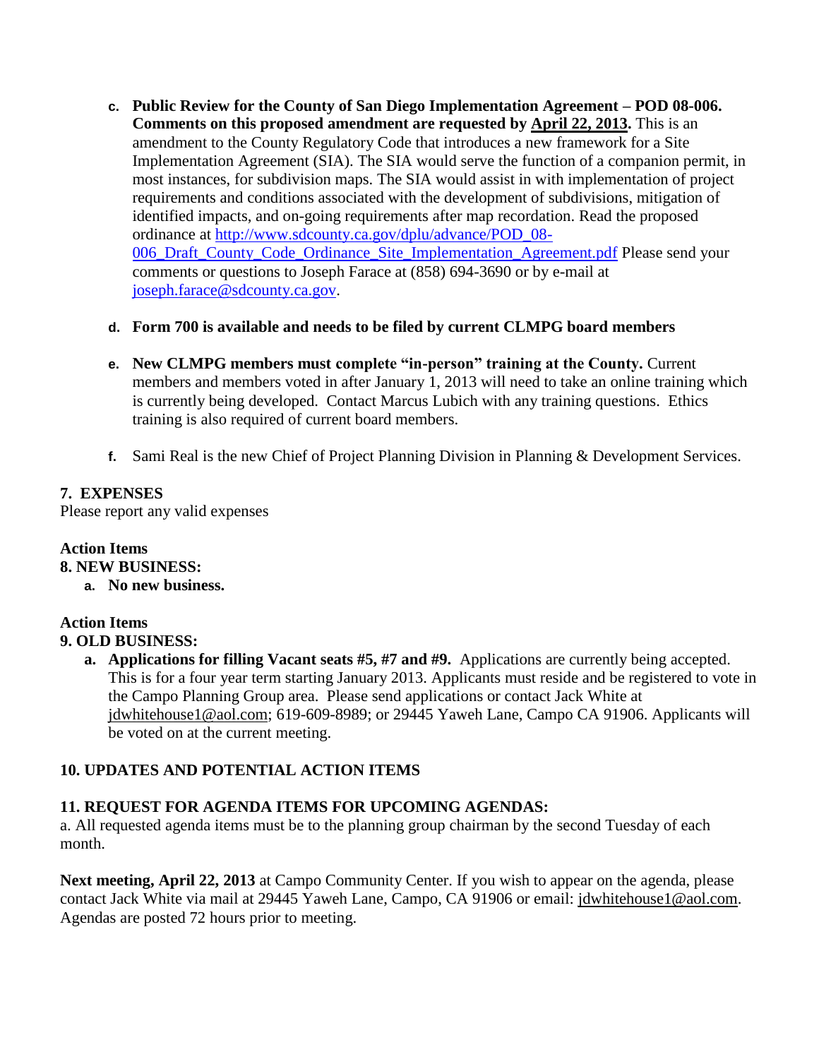c. **Public Review for the County of San Diego Implementation Agreement – POD 08-006. Comments on this proposed amendment are requested by __April 22, 2013__.** This is an amendment to the County Regulatory Code that introduces a new framework for a Site Implementation Agreement (SIA). The SIA would serve the function of a companion permit, in most instances, for subdivision maps. The SIA would assist in with implementation of project requirements and conditions associated with the development of subdivisions, mitigation of identified impacts, and on-going requirements after map recordation. Read the proposed ordinance at http://www.sdcounty.ca.gov/dplu/advance/POD_08-006_Draft_County_Code_Ordinance_Site_Implementation_Agreement.pdf Please send your comments or questions to Joseph Farace at (858) 694-3690 or by e-mail at joseph.farace@sdcounty.ca.gov.

d. **Form 700 is available and needs to be filed by current CLMPG board members**

e. **New CLMPG members must complete "in-person" training at the County.** Current members and members voted in after January 1, 2013 will need to take an online training which is currently being developed. Contact Marcus Lubich with any training questions. Ethics training is also required of current board members.

f. Sami Real is the new Chief of Project Planning Division in Planning & Development Services.

**7. EXPENSES**

Please report any valid expenses

**Action Items**

**8. NEW BUSINESS:**

a. **No new business.**

**Action Items**

**9. OLD BUSINESS:**

a. **Applications for filling Vacant seats #5, #7 and #9.** Applications are currently being accepted. This is for a four year term starting January 2013. Applicants must reside and be registered to vote in the Campo Planning Group area. Please send applications or contact Jack White at jdwhitehouse1@aol.com; 619-609-8989; or 29445 Yaweh Lane, Campo CA 91906. Applicants will be voted on at the current meeting.

**10. UPDATES AND POTENTIAL ACTION ITEMS**

**11. REQUEST FOR AGENDA ITEMS FOR UPCOMING AGENDAS:**

a. All requested agenda items must be to the planning group chairman by the second Tuesday of each month.

**Next meeting, April 22, 2013** at Campo Community Center. If you wish to appear on the agenda, please contact Jack White via mail at 29445 Yaweh Lane, Campo, CA 91906 or email: jdwhitehouse1@aol.com. Agendas are posted 72 hours prior to meeting.